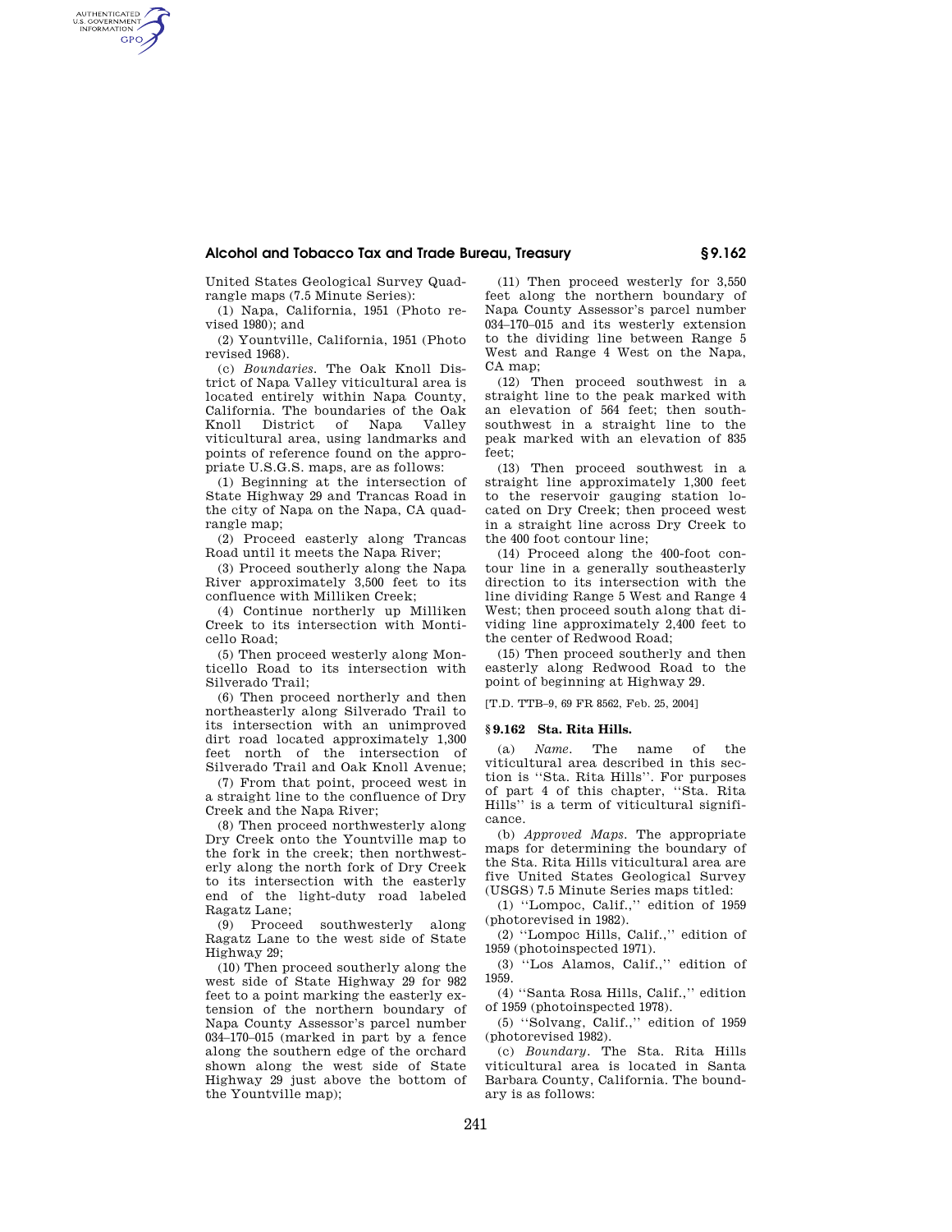United States Geological Survey Quadrangle maps (7.5 Minute Series):

(1) Napa, California, 1951 (Photo revised 1980); and

(2) Yountville, California, 1951 (Photo revised 1968).

(c) *Boundaries.* The Oak Knoll District of Napa Valley viticultural area is located entirely within Napa County, California. The boundaries of the Oak Knoll District of Napa Valley viticultural area, using landmarks and points of reference found on the appropriate U.S.G.S. maps, are as follows:

(1) Beginning at the intersection of State Highway 29 and Trancas Road in the city of Napa on the Napa, CA quadrangle map;

(2) Proceed easterly along Trancas Road until it meets the Napa River;

(3) Proceed southerly along the Napa River approximately 3,500 feet to its confluence with Milliken Creek;

(4) Continue northerly up Milliken Creek to its intersection with Monticello Road;

(5) Then proceed westerly along Monticello Road to its intersection with Silverado Trail;

(6) Then proceed northerly and then northeasterly along Silverado Trail to its intersection with an unimproved dirt road located approximately 1,300 feet north of the intersection of Silverado Trail and Oak Knoll Avenue;

(7) From that point, proceed west in a straight line to the confluence of Dry Creek and the Napa River;

(8) Then proceed northwesterly along Dry Creek onto the Yountville map to the fork in the creek; then northwesterly along the north fork of Dry Creek to its intersection with the easterly end of the light-duty road labeled Ragatz Lane;

(9) Proceed southwesterly along Ragatz Lane to the west side of State Highway 29;

(10) Then proceed southerly along the west side of State Highway 29 for 982 feet to a point marking the easterly extension of the northern boundary of Napa County Assessor's parcel number 034–170–015 (marked in part by a fence along the southern edge of the orchard shown along the west side of State Highway 29 just above the bottom of the Yountville map);

(11) Then proceed westerly for 3,550 feet along the northern boundary of Napa County Assessor's parcel number 034–170–015 and its westerly extension to the dividing line between Range 5 West and Range 4 West on the Napa, CA map;

(12) Then proceed southwest in a straight line to the peak marked with an elevation of 564 feet; then south-southwest in a straight line to the peak marked with an elevation of 835 feet;

(13) Then proceed southwest in a straight line approximately 1,300 feet to the reservoir gauging station located on Dry Creek; then proceed west in a straight line across Dry Creek to the 400 foot contour line;

(14) Proceed along the 400-foot contour line in a generally southeasterly direction to its intersection with the line dividing Range 5 West and Range 4 West; then proceed south along that dividing line approximately 2,400 feet to the center of Redwood Road;

(15) Then proceed southerly and then easterly along Redwood Road to the point of beginning at Highway 29.

[T.D. TTB–9, 69 FR 8562, Feb. 25, 2004]

### § 9.162 Sta. Rita Hills.

(a) *Name.* The name of the viticultural area described in this section is ''Sta. Rita Hills''. For purposes of part 4 of this chapter, ''Sta. Rita Hills'' is a term of viticultural significance.

(b) *Approved Maps.* The appropriate maps for determining the boundary of the Sta. Rita Hills viticultural area are five United States Geological Survey (USGS) 7.5 Minute Series maps titled:

(1) ''Lompoc, Calif.,'' edition of 1959 (photorevised in 1982).

(2) ''Lompoc Hills, Calif.,'' edition of 1959 (photoinspected 1971).

(3) ''Los Alamos, Calif.,'' edition of 1959.

(4) ''Santa Rosa Hills, Calif.,'' edition of 1959 (photoinspected 1978).

(5) ''Solvang, Calif.,'' edition of 1959 (photorevised 1982).

(c) *Boundary.* The Sta. Rita Hills viticultural area is located in Santa Barbara County, California. The boundary is as follows: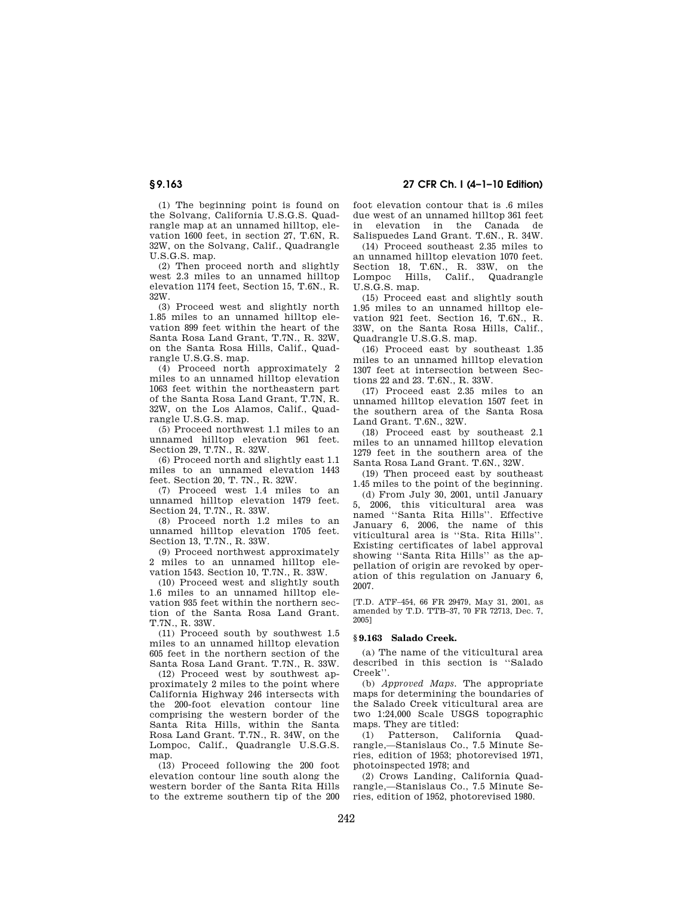(1) The beginning point is found on the Solvang, California U.S.G.S. Quadrangle map at an unnamed hilltop, elevation 1600 feet, in section 27, T.6N, R. 32W, on the Solvang, Calif., Quadrangle U.S.G.S. map.

(2) Then proceed north and slightly west 2.3 miles to an unnamed hilltop elevation 1174 feet, Section 15, T.6N., R. 32W.

(3) Proceed west and slightly north 1.85 miles to an unnamed hilltop elevation 899 feet within the heart of the Santa Rosa Land Grant, T.7N., R. 32W, on the Santa Rosa Hills, Calif., Quadrangle U.S.G.S. map.

(4) Proceed north approximately 2 miles to an unnamed hilltop elevation 1063 feet within the northeastern part of the Santa Rosa Land Grant, T.7N, R. 32W, on the Los Alamos, Calif., Quadrangle U.S.G.S. map.

(5) Proceed northwest 1.1 miles to an unnamed hilltop elevation 961 feet. Section 29, T.7N., R. 32W.

(6) Proceed north and slightly east 1.1 miles to an unnamed elevation 1443 feet. Section 20, T. 7N., R. 32W.

(7) Proceed west 1.4 miles to an unnamed hilltop elevation 1479 feet. Section 24, T.7N., R. 33W.

(8) Proceed north 1.2 miles to an unnamed hilltop elevation 1705 feet. Section 13, T.7N., R. 33W.

(9) Proceed northwest approximately 2 miles to an unnamed hilltop elevation 1543. Section 10, T.7N., R. 33W.

(10) Proceed west and slightly south 1.6 miles to an unnamed hilltop elevation 935 feet within the northern section of the Santa Rosa Land Grant. T.7N., R. 33W.

(11) Proceed south by southwest 1.5 miles to an unnamed hilltop elevation 605 feet in the northern section of the Santa Rosa Land Grant. T.7N., R. 33W.

(12) Proceed west by southwest approximately 2 miles to the point where California Highway 246 intersects with the 200-foot elevation contour line comprising the western border of the Santa Rita Hills, within the Santa Rosa Land Grant. T.7N., R. 34W, on the Lompoc, Calif., Quadrangle U.S.G.S. map.

(13) Proceed following the 200 foot elevation contour line south along the western border of the Santa Rita Hills to the extreme southern tip of the 200 foot elevation contour that is .6 miles due west of an unnamed hilltop 361 feet in elevation in the Canada de Salispuedes Land Grant. T.6N., R. 34W.

(14) Proceed southeast 2.35 miles to an unnamed hilltop elevation 1070 feet. Section 18, T.6N., R. 33W, on the Lompoc Hills, Calif., Quadrangle U.S.G.S. map.

(15) Proceed east and slightly south 1.95 miles to an unnamed hilltop elevation 921 feet. Section 16, T.6N., R. 33W, on the Santa Rosa Hills, Calif., Quadrangle U.S.G.S. map.

(16) Proceed east by southeast 1.35 miles to an unnamed hilltop elevation 1307 feet at intersection between Sections 22 and 23. T.6N., R. 33W.

(17) Proceed east 2.35 miles to an unnamed hilltop elevation 1507 feet in the southern area of the Santa Rosa Land Grant. T.6N., 32W.

(18) Proceed east by southeast 2.1 miles to an unnamed hilltop elevation 1279 feet in the southern area of the Santa Rosa Land Grant. T.6N., 32W.

(19) Then proceed east by southeast 1.45 miles to the point of the beginning.

(d) From July 30, 2001, until January 5, 2006, this viticultural area was named ''Santa Rita Hills''. Effective January 6, 2006, the name of this viticultural area is ''Sta. Rita Hills''. Existing certificates of label approval showing ''Santa Rita Hills'' as the appellation of origin are revoked by operation of this regulation on January 6, 2007.

[T.D. ATF–454, 66 FR 29479, May 31, 2001, as amended by T.D. TTB–37, 70 FR 72713, Dec. 7, 2005]

## § 9.163 Salado Creek.

(a) The name of the viticultural area described in this section is ''Salado Creek''.

(b) *Approved Maps.* The appropriate maps for determining the boundaries of the Salado Creek viticultural area are two 1:24,000 Scale USGS topographic maps. They are titled:

(1) Patterson, California Quadrangle,—Stanislaus Co., 7.5 Minute Series, edition of 1953; photorevised 1971, photoinspected 1978; and

(2) Crows Landing, California Quadrangle,—Stanislaus Co., 7.5 Minute Series, edition of 1952, photorevised 1980.